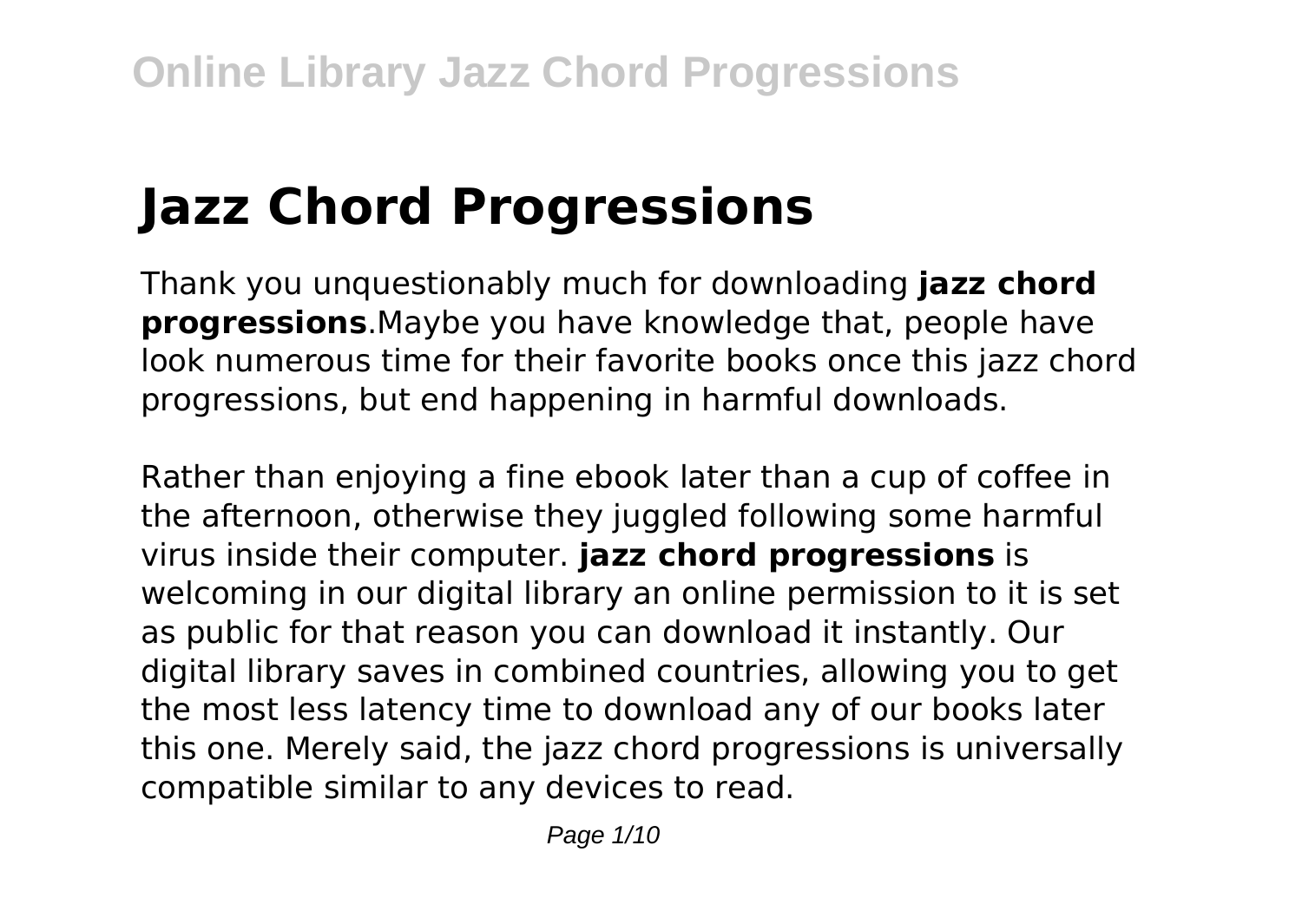# Jazz Chord Progressions

Thank you unquestionably much for downloading **jazz chord progressions**.Maybe you have knowledge that, people have look numerous time for their favorite books once this jazz chord progressions, but end happening in harmful downloads.

Rather than enjoying a fine ebook later than a cup of coffee in the afternoon, otherwise they juggled following some harmful virus inside their computer. **jazz chord progressions** is welcoming in our digital library an online permission to it is set as public for that reason you can download it instantly. Our digital library saves in combined countries, allowing you to get the most less latency time to download any of our books later this one. Merely said, the jazz chord progressions is universally compatible similar to any devices to read.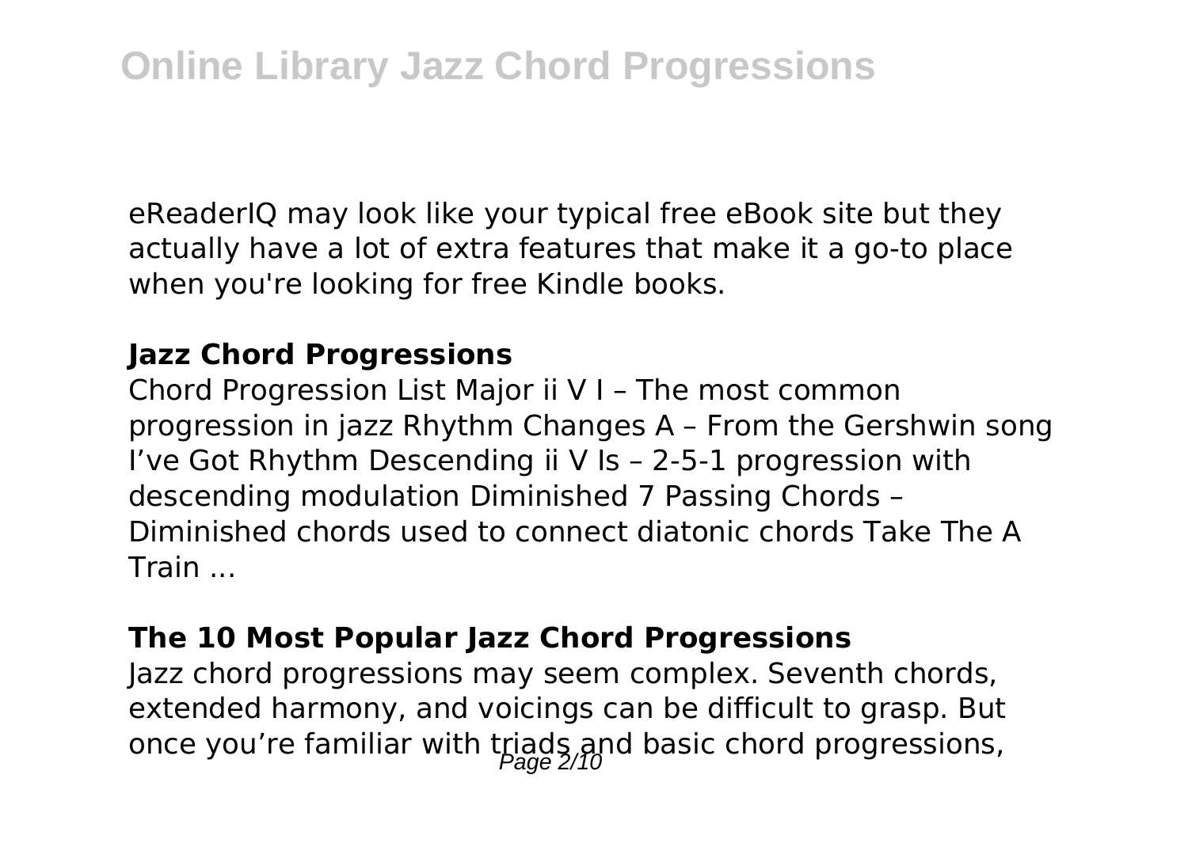eReaderIQ may look like your typical free eBook site but they actually have a lot of extra features that make it a go-to place when you're looking for free Kindle books.

### **Jazz Chord Progressions**

Chord Progression List Major ii V I – The most common progression in jazz Rhythm Changes A – From the Gershwin song I've Got Rhythm Descending ii V Is – 2-5-1 progression with descending modulation Diminished 7 Passing Chords – Diminished chords used to connect diatonic chords Take The A Train ...

### **The 10 Most Popular Jazz Chord Progressions**

Jazz chord progressions may seem complex. Seventh chords, extended harmony, and voicings can be difficult to grasp. But once you're familiar with triads and basic chord progressions,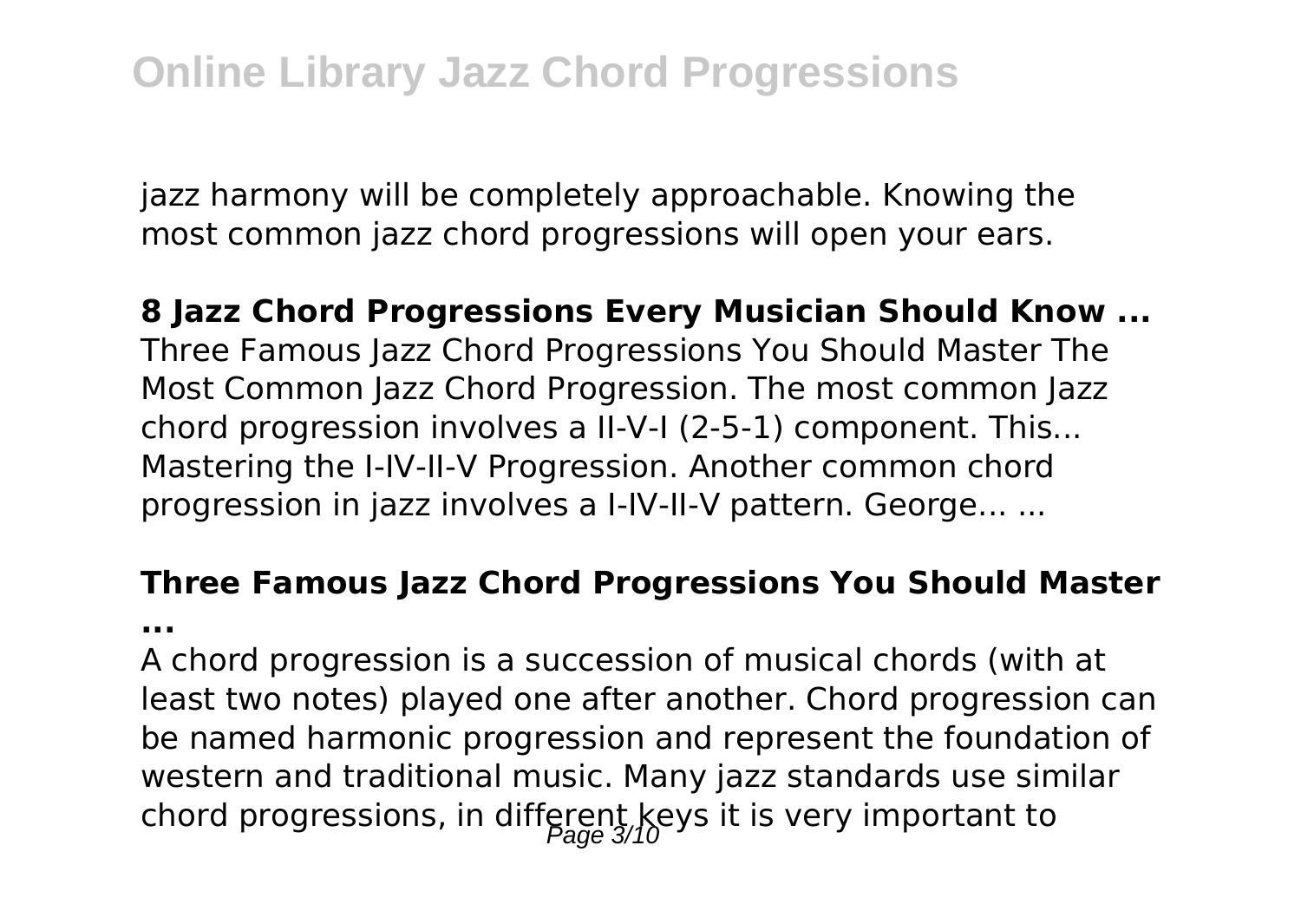jazz harmony will be completely approachable. Knowing the most common jazz chord progressions will open your ears.

**8 Jazz Chord Progressions Every Musician Should Know ...**

Three Famous Jazz Chord Progressions You Should Master The Most Common Jazz Chord Progression. The most common Jazz chord progression involves a II-V-I (2-5-1) component. This... Mastering the I-IV-II-V Progression. Another common chord progression in jazz involves a I-IV-II-V pattern. George... ...

**Three Famous Jazz Chord Progressions You Should Master ...**

A chord progression is a succession of musical chords (with at least two notes) played one after another. Chord progression can be named harmonic progression and represent the foundation of western and traditional music. Many jazz standards use similar chord progressions, in different keys it is very important to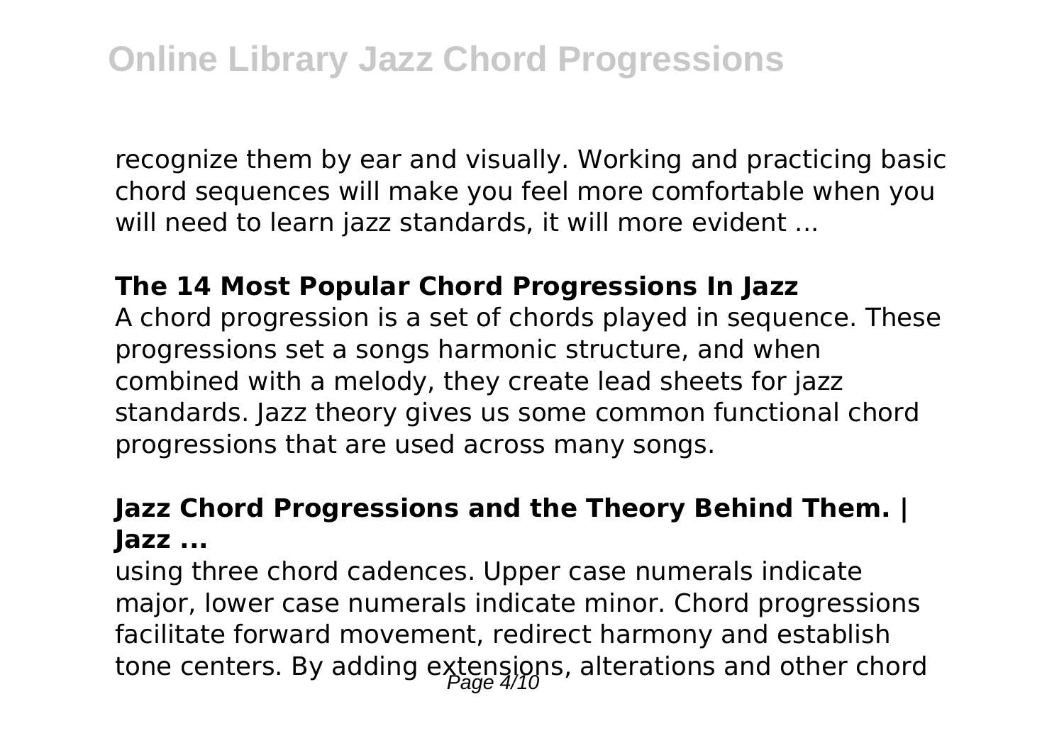recognize them by ear and visually. Working and practicing basic chord sequences will make you feel more comfortable when you will need to learn jazz standards, it will more evident ...

### The 14 Most Popular Chord Progressions In Jazz

A chord progression is a set of chords played in sequence. These progressions set a songs harmonic structure, and when combined with a melody, they create lead sheets for jazz standards. Jazz theory gives us some common functional chord progressions that are used across many songs.

### Jazz Chord Progressions and the Theory Behind Them. | Jazz ...

using three chord cadences. Upper case numerals indicate major, lower case numerals indicate minor. Chord progressions facilitate forward movement, redirect harmony and establish tone centers. By adding extensions, alterations and other chord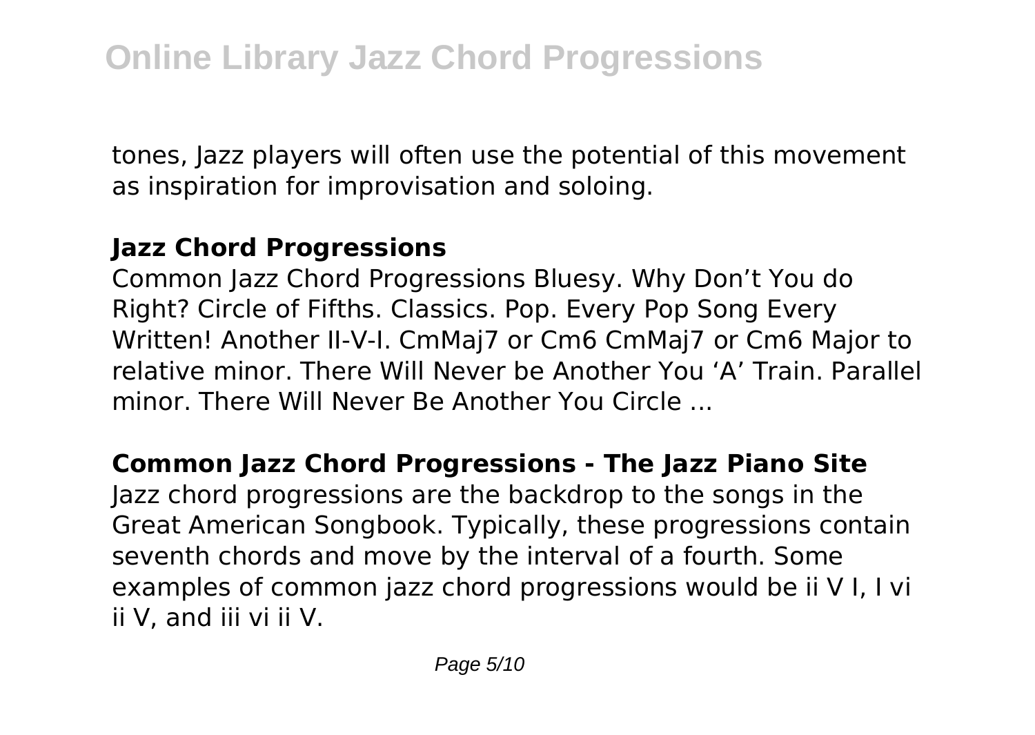tones, Jazz players will often use the potential of this movement as inspiration for improvisation and soloing.

### Jazz Chord Progressions

Common Jazz Chord Progressions Bluesy. Why Don't You do Right? Circle of Fifths. Classics. Pop. Every Pop Song Every Written! Another II-V-I. CmMaj7 or Cm6 CmMaj7 or Cm6 Major to relative minor. There Will Never be Another You 'A' Train. Parallel minor. There Will Never Be Another You Circle ...

### Common Jazz Chord Progressions - The Jazz Piano Site

Jazz chord progressions are the backdrop to the songs in the Great American Songbook. Typically, these progressions contain seventh chords and move by the interval of a fourth. Some examples of common jazz chord progressions would be ii V I, I vi ii V, and iii vi ii V.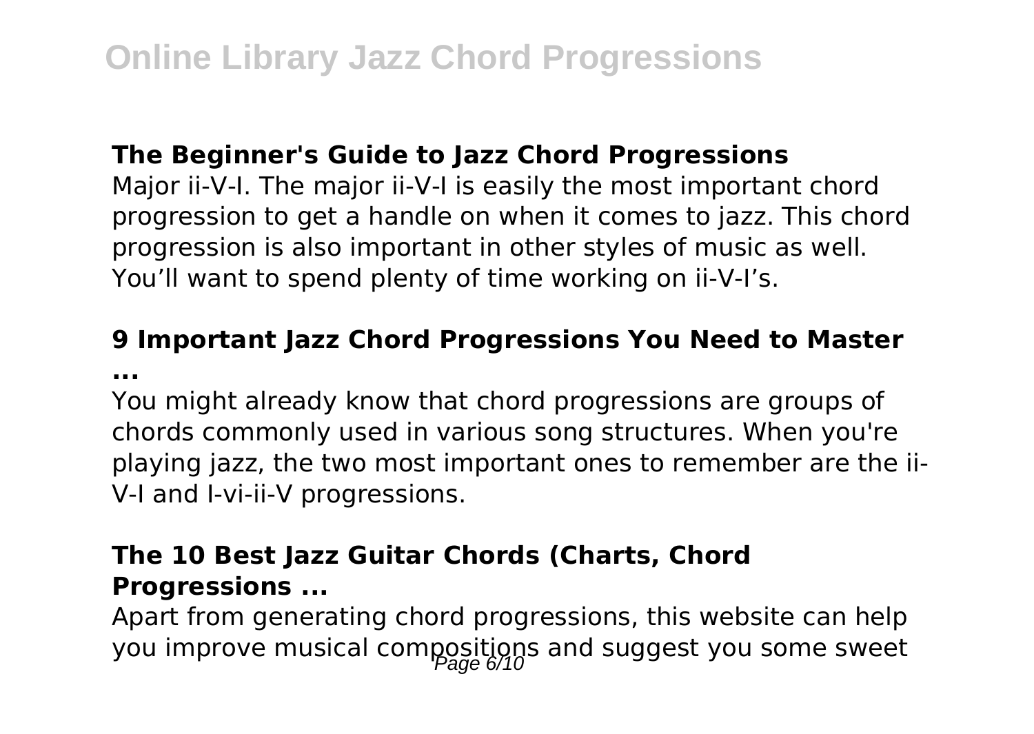### The Beginner's Guide to Jazz Chord Progressions

Major ii-V-I. The major ii-V-I is easily the most important chord progression to get a handle on when it comes to jazz. This chord progression is also important in other styles of music as well. You'll want to spend plenty of time working on ii-V-I's.

### 9 Important Jazz Chord Progressions You Need to Master ...

You might already know that chord progressions are groups of chords commonly used in various song structures. When you're playing jazz, the two most important ones to remember are the ii-V-I and I-vi-ii-V progressions.

### The 10 Best Jazz Guitar Chords (Charts, Chord Progressions ...

Apart from generating chord progressions, this website can help you improve musical compositions and suggest you some sweet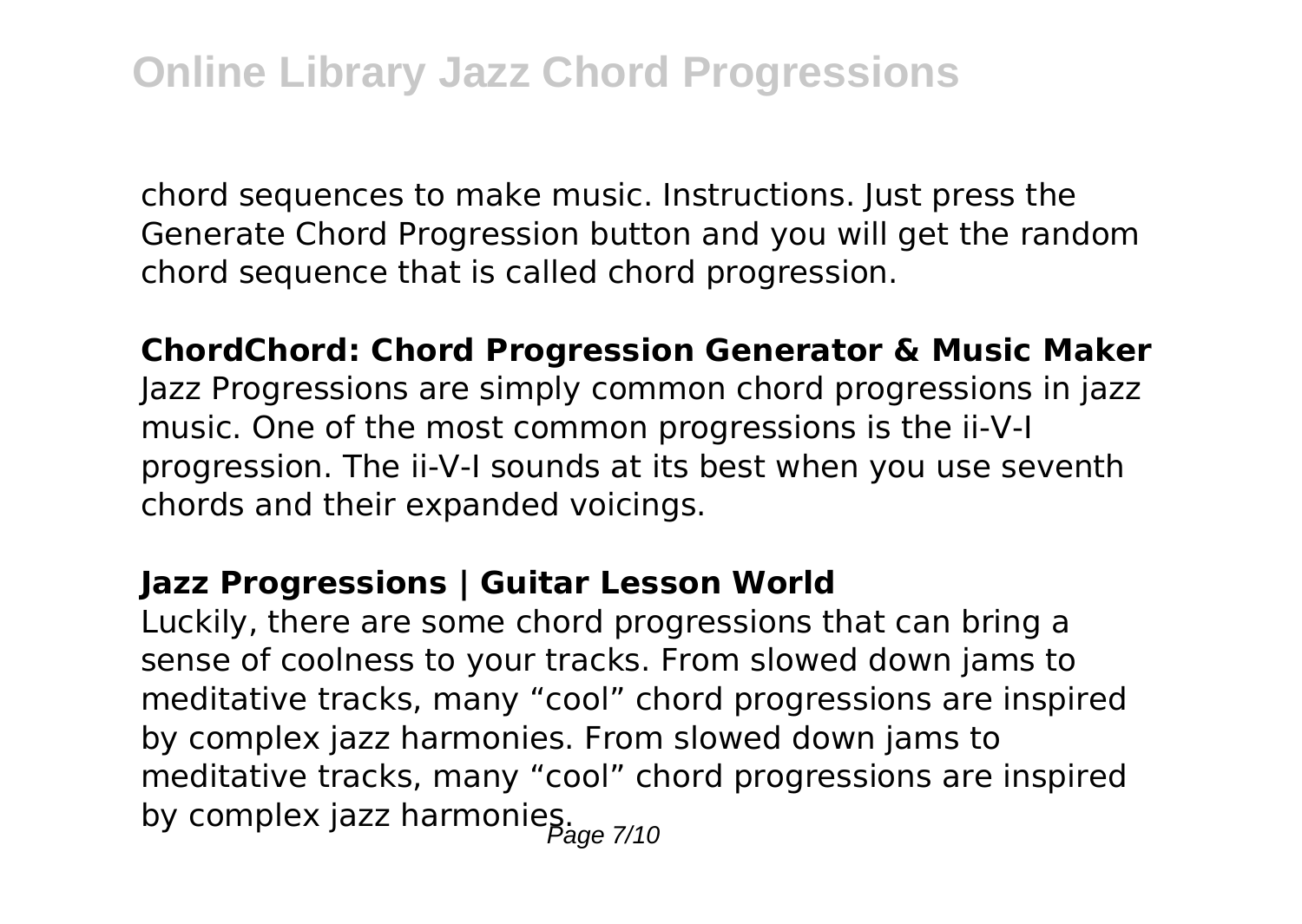chord sequences to make music. Instructions. Just press the Generate Chord Progression button and you will get the random chord sequence that is called chord progression.

**ChordChord: Chord Progression Generator & Music Maker**

Jazz Progressions are simply common chord progressions in jazz music. One of the most common progressions is the ii-V-I progression. The ii-V-I sounds at its best when you use seventh chords and their expanded voicings.

**Jazz Progressions | Guitar Lesson World**

Luckily, there are some chord progressions that can bring a sense of coolness to your tracks. From slowed down jams to meditative tracks, many "cool" chord progressions are inspired by complex jazz harmonies. From slowed down jams to meditative tracks, many "cool" chord progressions are inspired by complex jazz harmonies.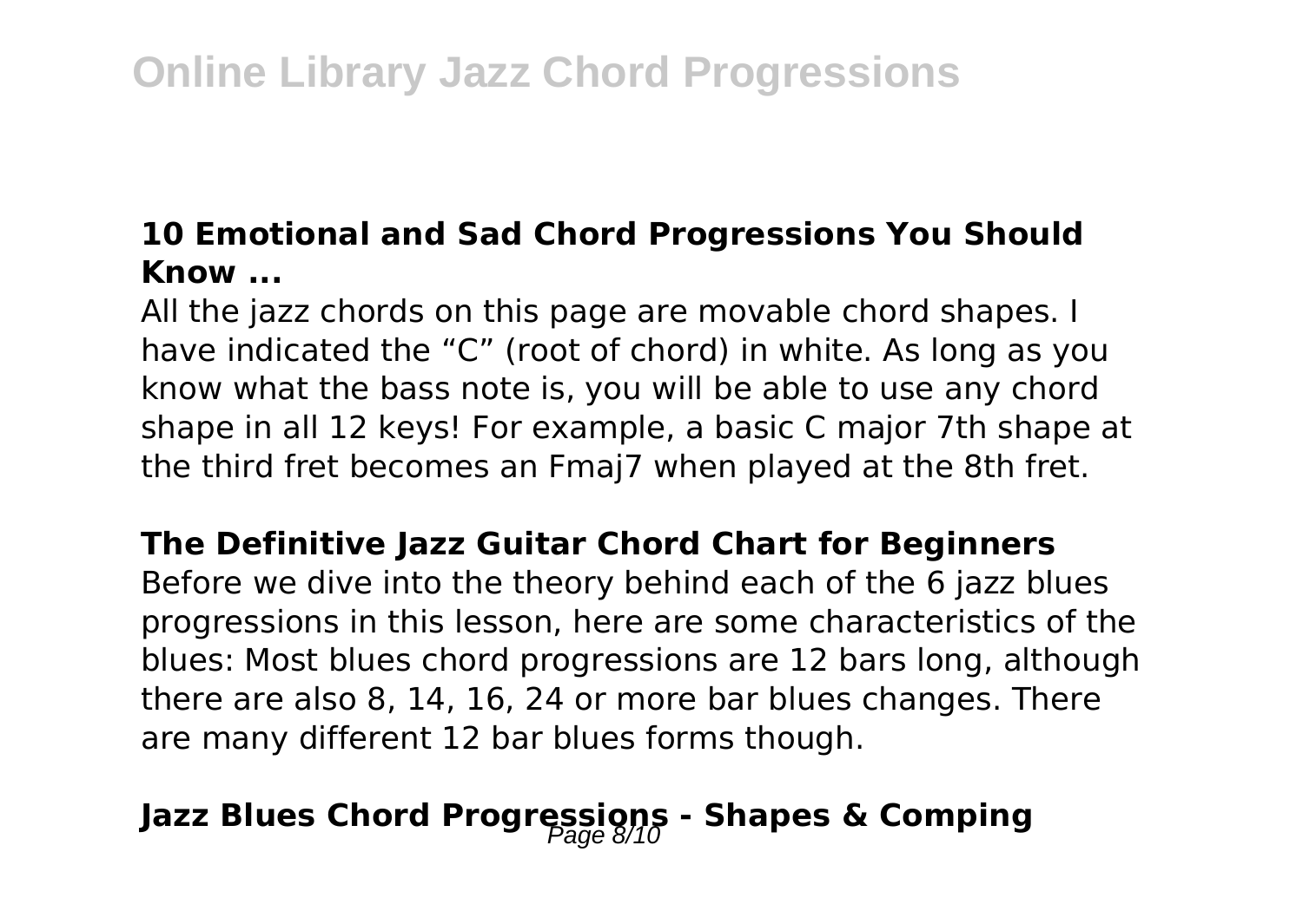### **10 Emotional and Sad Chord Progressions You Should Know ...**

All the jazz chords on this page are movable chord shapes. I have indicated the "C" (root of chord) in white. As long as you know what the bass note is, you will be able to use any chord shape in all 12 keys! For example, a basic C major 7th shape at the third fret becomes an Fmaj7 when played at the 8th fret.

### **The Definitive Jazz Guitar Chord Chart for Beginners**

Before we dive into the theory behind each of the 6 jazz blues progressions in this lesson, here are some characteristics of the blues: Most blues chord progressions are 12 bars long, although there are also 8, 14, 16, 24 or more bar blues changes. There are many different 12 bar blues forms though.

### **Jazz Blues Chord Progressions - Shapes & Comping**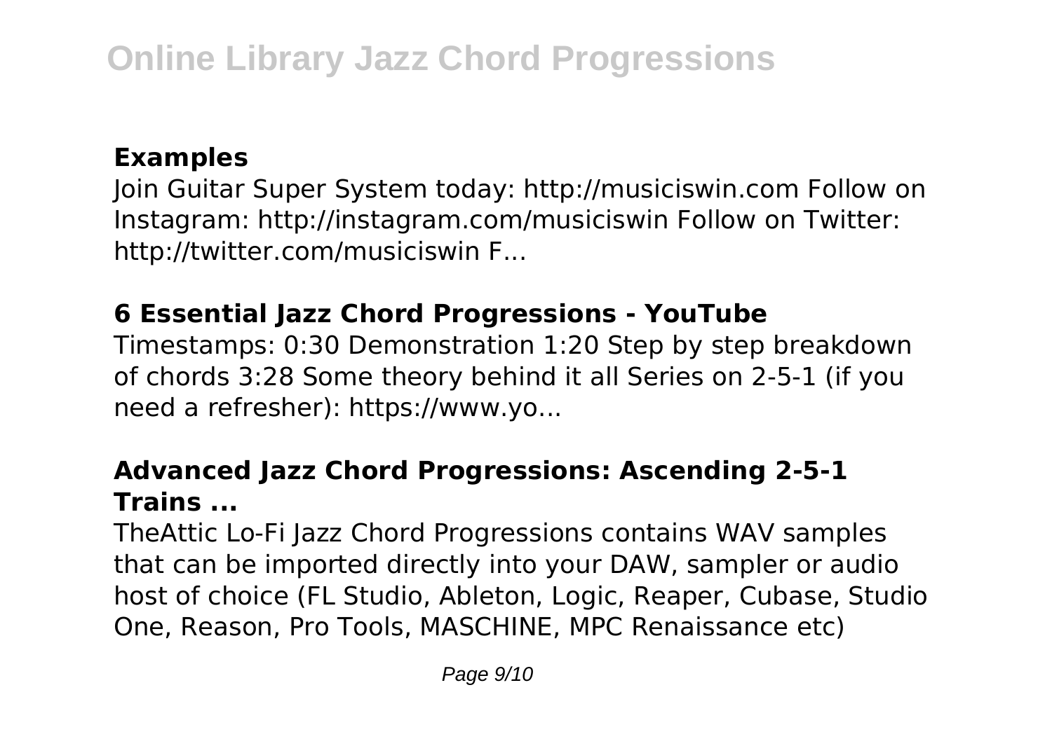**Examples**

Join Guitar Super System today: http://musiciswin.com Follow on Instagram: http://instagram.com/musiciswin Follow on Twitter: http://twitter.com/musiciswin F...

**6 Essential Jazz Chord Progressions - YouTube**

Timestamps: 0:30 Demonstration 1:20 Step by step breakdown of chords 3:28 Some theory behind it all Series on 2-5-1 (if you need a refresher): https://www.yo...

**Advanced Jazz Chord Progressions: Ascending 2-5-1 Trains ...**

TheAttic Lo-Fi Jazz Chord Progressions contains WAV samples that can be imported directly into your DAW, sampler or audio host of choice (FL Studio, Ableton, Logic, Reaper, Cubase, Studio One, Reason, Pro Tools, MASCHINE, MPC Renaissance etc)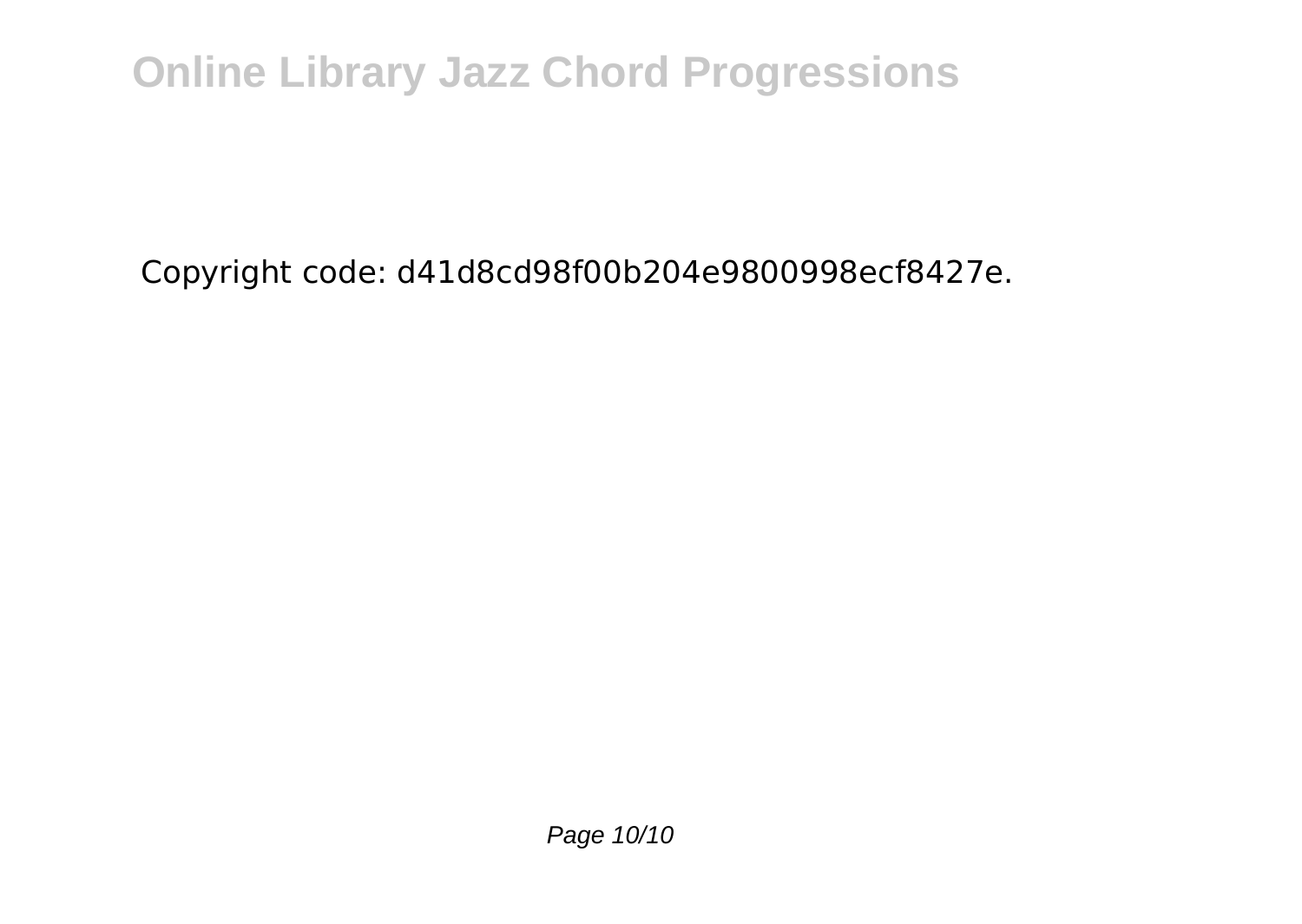Copyright code: d41d8cd98f00b204e9800998ecf8427e.